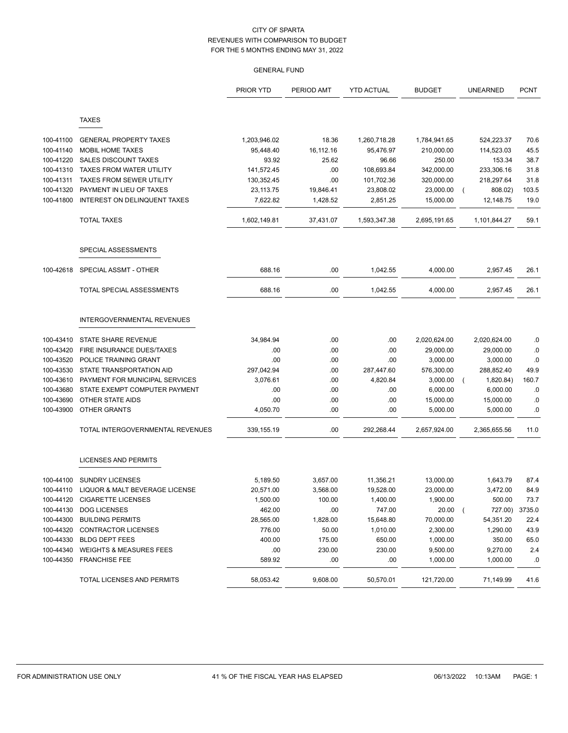CITY OF SPARTA
REVENUES WITH COMPARISON TO BUDGET
FOR THE 5 MONTHS ENDING MAY 31, 2022

GENERAL FUND

| | | PRIOR YTD | PERIOD AMT | YTD ACTUAL | BUDGET | UNEARNED | PCNT |
|---|---|---|---|---|---|---|---|
| | **TAXES** | | | | | | |
| 100-41100 | GENERAL PROPERTY TAXES | 1,203,946.02 | 18.36 | 1,260,718.28 | 1,784,941.65 | 524,223.37 | 70.6 |
| 100-41140 | MOBIL HOME TAXES | 95,448.40 | 16,112.16 | 95,476.97 | 210,000.00 | 114,523.03 | 45.5 |
| 100-41220 | SALES DISCOUNT TAXES | 93.92 | 25.62 | 96.66 | 250.00 | 153.34 | 38.7 |
| 100-41310 | TAXES FROM WATER UTILITY | 141,572.45 | .00 | 108,693.84 | 342,000.00 | 233,306.16 | 31.8 |
| 100-41311 | TAXES FROM SEWER UTILITY | 130,352.45 | .00 | 101,702.36 | 320,000.00 | 218,297.64 | 31.8 |
| 100-41320 | PAYMENT IN LIEU OF TAXES | 23,113.75 | 19,846.41 | 23,808.02 | 23,000.00 | ( 808.02) | 103.5 |
| 100-41800 | INTEREST ON DELINQUENT TAXES | 7,622.82 | 1,428.52 | 2,851.25 | 15,000.00 | 12,148.75 | 19.0 |
| | TOTAL TAXES | 1,602,149.81 | 37,431.07 | 1,593,347.38 | 2,695,191.65 | 1,101,844.27 | 59.1 |
| | **SPECIAL ASSESSMENTS** | | | | | | |
| 100-42618 | SPECIAL ASSMT - OTHER | 688.16 | .00 | 1,042.55 | 4,000.00 | 2,957.45 | 26.1 |
| | TOTAL SPECIAL ASSESSMENTS | 688.16 | .00 | 1,042.55 | 4,000.00 | 2,957.45 | 26.1 |
| | **INTERGOVERNMENTAL REVENUES** | | | | | | |
| 100-43410 | STATE SHARE REVENUE | 34,984.94 | .00 | .00 | 2,020,624.00 | 2,020,624.00 | .0 |
| 100-43420 | FIRE INSURANCE DUES/TAXES | .00 | .00 | .00 | 29,000.00 | 29,000.00 | .0 |
| 100-43520 | POLICE TRAINING GRANT | .00 | .00 | .00 | 3,000.00 | 3,000.00 | .0 |
| 100-43530 | STATE TRANSPORTATION AID | 297,042.94 | .00 | 287,447.60 | 576,300.00 | 288,852.40 | 49.9 |
| 100-43610 | PAYMENT FOR MUNICIPAL SERVICES | 3,076.61 | .00 | 4,820.84 | 3,000.00 | ( 1,820.84) | 160.7 |
| 100-43680 | STATE EXEMPT COMPUTER PAYMENT | .00 | .00 | .00 | 6,000.00 | 6,000.00 | .0 |
| 100-43690 | OTHER STATE AIDS | .00 | .00 | .00 | 15,000.00 | 15,000.00 | .0 |
| 100-43900 | OTHER GRANTS | 4,050.70 | .00 | .00 | 5,000.00 | 5,000.00 | .0 |
| | TOTAL INTERGOVERNMENTAL REVENUES | 339,155.19 | .00 | 292,268.44 | 2,657,924.00 | 2,365,655.56 | 11.0 |
| | **LICENSES AND PERMITS** | | | | | | |
| 100-44100 | SUNDRY LICENSES | 5,189.50 | 3,657.00 | 11,356.21 | 13,000.00 | 1,643.79 | 87.4 |
| 100-44110 | LIQUOR & MALT BEVERAGE LICENSE | 20,571.00 | 3,568.00 | 19,528.00 | 23,000.00 | 3,472.00 | 84.9 |
| 100-44120 | CIGARETTE LICENSES | 1,500.00 | 100.00 | 1,400.00 | 1,900.00 | 500.00 | 73.7 |
| 100-44130 | DOG LICENSES | 462.00 | .00 | 747.00 | 20.00 | ( 727.00) | 3735.0 |
| 100-44300 | BUILDING PERMITS | 28,565.00 | 1,828.00 | 15,648.80 | 70,000.00 | 54,351.20 | 22.4 |
| 100-44320 | CONTRACTOR LICENSES | 776.00 | 50.00 | 1,010.00 | 2,300.00 | 1,290.00 | 43.9 |
| 100-44330 | BLDG DEPT FEES | 400.00 | 175.00 | 650.00 | 1,000.00 | 350.00 | 65.0 |
| 100-44340 | WEIGHTS & MEASURES FEES | .00 | 230.00 | 230.00 | 9,500.00 | 9,270.00 | 2.4 |
| 100-44350 | FRANCHISE FEE | 589.92 | .00 | .00 | 1,000.00 | 1,000.00 | .0 |
| | TOTAL LICENSES AND PERMITS | 58,053.42 | 9,608.00 | 50,570.01 | 121,720.00 | 71,149.99 | 41.6 |

FOR ADMINISTRATION USE ONLY — 41 % OF THE FISCAL YEAR HAS ELAPSED — 06/13/2022 10:13AM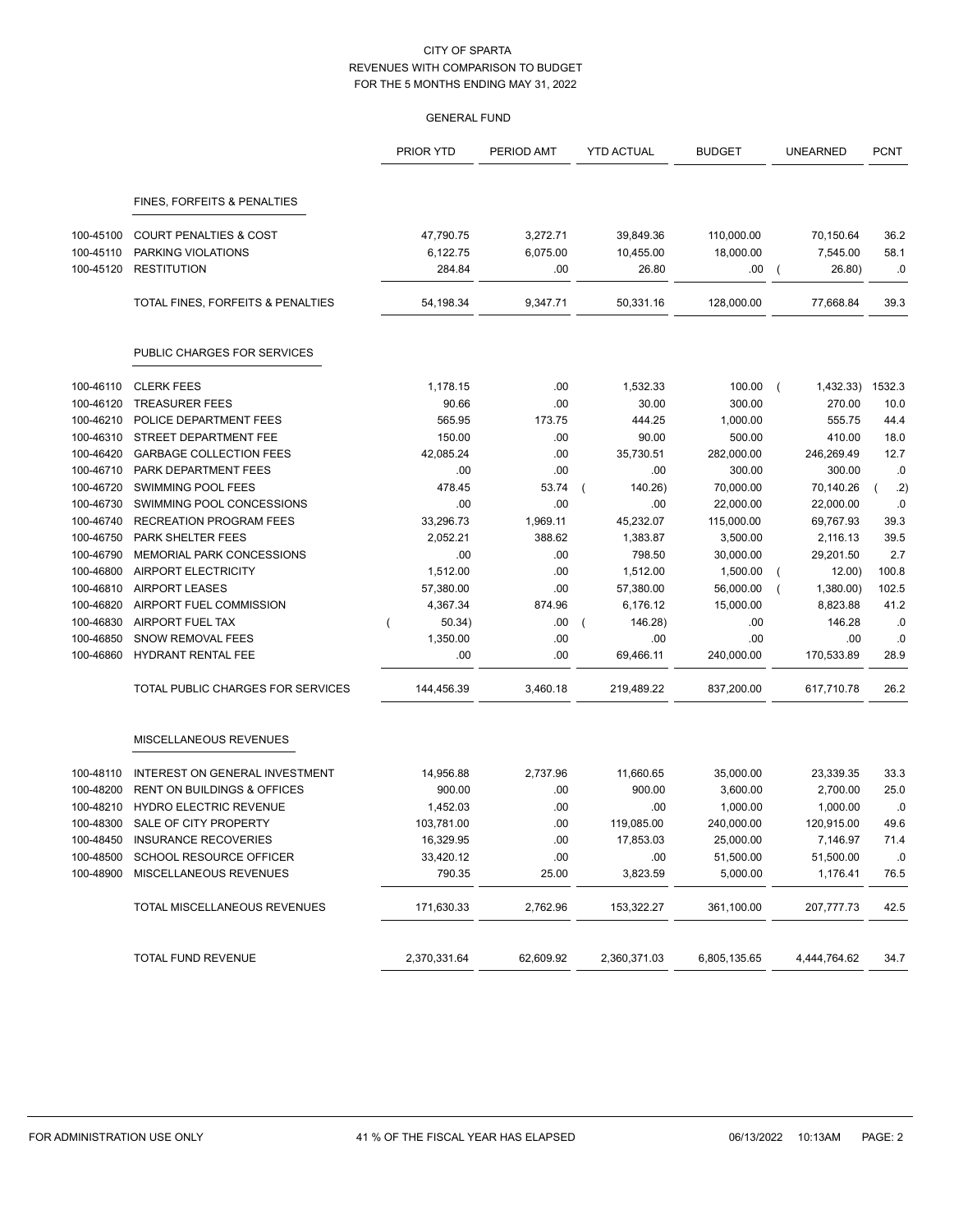CITY OF SPARTA
REVENUES WITH COMPARISON TO BUDGET
FOR THE 5 MONTHS ENDING MAY 31, 2022

GENERAL FUND

| | | PRIOR YTD | PERIOD AMT | YTD ACTUAL | BUDGET | UNEARNED | PCNT |
|---|---|---|---|---|---|---|---|
| | **FINES, FORFEITS & PENALTIES** | | | | | | |
| 100-45100 | COURT PENALTIES & COST | 47,790.75 | 3,272.71 | 39,849.36 | 110,000.00 | 70,150.64 | 36.2 |
| 100-45110 | PARKING VIOLATIONS | 6,122.75 | 6,075.00 | 10,455.00 | 18,000.00 | 7,545.00 | 58.1 |
| 100-45120 | RESTITUTION | 284.84 | .00 | 26.80 | .00 | ( 26.80) | .0 |
| | TOTAL FINES, FORFEITS & PENALTIES | 54,198.34 | 9,347.71 | 50,331.16 | 128,000.00 | 77,668.84 | 39.3 |
| | **PUBLIC CHARGES FOR SERVICES** | | | | | | |
| 100-46110 | CLERK FEES | 1,178.15 | .00 | 1,532.33 | 100.00 | ( 1,432.33) | 1532.3 |
| 100-46120 | TREASURER FEES | 90.66 | .00 | 30.00 | 300.00 | 270.00 | 10.0 |
| 100-46210 | POLICE DEPARTMENT FEES | 565.95 | 173.75 | 444.25 | 1,000.00 | 555.75 | 44.4 |
| 100-46310 | STREET DEPARTMENT FEE | 150.00 | .00 | 90.00 | 500.00 | 410.00 | 18.0 |
| 100-46420 | GARBAGE COLLECTION FEES | 42,085.24 | .00 | 35,730.51 | 282,000.00 | 246,269.49 | 12.7 |
| 100-46710 | PARK DEPARTMENT FEES | .00 | .00 | .00 | 300.00 | 300.00 | .0 |
| 100-46720 | SWIMMING POOL FEES | 478.45 | 53.74 | ( 140.26) | 70,000.00 | 70,140.26 | ( .2) |
| 100-46730 | SWIMMING POOL CONCESSIONS | .00 | .00 | .00 | 22,000.00 | 22,000.00 | .0 |
| 100-46740 | RECREATION PROGRAM FEES | 33,296.73 | 1,969.11 | 45,232.07 | 115,000.00 | 69,767.93 | 39.3 |
| 100-46750 | PARK SHELTER FEES | 2,052.21 | 388.62 | 1,383.87 | 3,500.00 | 2,116.13 | 39.5 |
| 100-46790 | MEMORIAL PARK CONCESSIONS | .00 | .00 | 798.50 | 30,000.00 | 29,201.50 | 2.7 |
| 100-46800 | AIRPORT ELECTRICITY | 1,512.00 | .00 | 1,512.00 | 1,500.00 | ( 12.00) | 100.8 |
| 100-46810 | AIRPORT LEASES | 57,380.00 | .00 | 57,380.00 | 56,000.00 | ( 1,380.00) | 102.5 |
| 100-46820 | AIRPORT FUEL COMMISSION | 4,367.34 | 874.96 | 6,176.12 | 15,000.00 | 8,823.88 | 41.2 |
| 100-46830 | AIRPORT FUEL TAX | ( 50.34) | .00 | ( 146.28) | .00 | 146.28 | .0 |
| 100-46850 | SNOW REMOVAL FEES | 1,350.00 | .00 | .00 | .00 | .00 | .0 |
| 100-46860 | HYDRANT RENTAL FEE | .00 | .00 | 69,466.11 | 240,000.00 | 170,533.89 | 28.9 |
| | TOTAL PUBLIC CHARGES FOR SERVICES | 144,456.39 | 3,460.18 | 219,489.22 | 837,200.00 | 617,710.78 | 26.2 |
| | **MISCELLANEOUS REVENUES** | | | | | | |
| 100-48110 | INTEREST ON GENERAL INVESTMENT | 14,956.88 | 2,737.96 | 11,660.65 | 35,000.00 | 23,339.35 | 33.3 |
| 100-48200 | RENT ON BUILDINGS & OFFICES | 900.00 | .00 | 900.00 | 3,600.00 | 2,700.00 | 25.0 |
| 100-48210 | HYDRO ELECTRIC REVENUE | 1,452.03 | .00 | .00 | 1,000.00 | 1,000.00 | .0 |
| 100-48300 | SALE OF CITY PROPERTY | 103,781.00 | .00 | 119,085.00 | 240,000.00 | 120,915.00 | 49.6 |
| 100-48450 | INSURANCE RECOVERIES | 16,329.95 | .00 | 17,853.03 | 25,000.00 | 7,146.97 | 71.4 |
| 100-48500 | SCHOOL RESOURCE OFFICER | 33,420.12 | .00 | .00 | 51,500.00 | 51,500.00 | .0 |
| 100-48900 | MISCELLANEOUS REVENUES | 790.35 | 25.00 | 3,823.59 | 5,000.00 | 1,176.41 | 76.5 |
| | TOTAL MISCELLANEOUS REVENUES | 171,630.33 | 2,762.96 | 153,322.27 | 361,100.00 | 207,777.73 | 42.5 |
| | TOTAL FUND REVENUE | 2,370,331.64 | 62,609.92 | 2,360,371.03 | 6,805,135.65 | 4,444,764.62 | 34.7 |

FOR ADMINISTRATION USE ONLY — 41 % OF THE FISCAL YEAR HAS ELAPSED — 06/13/2022 10:13AM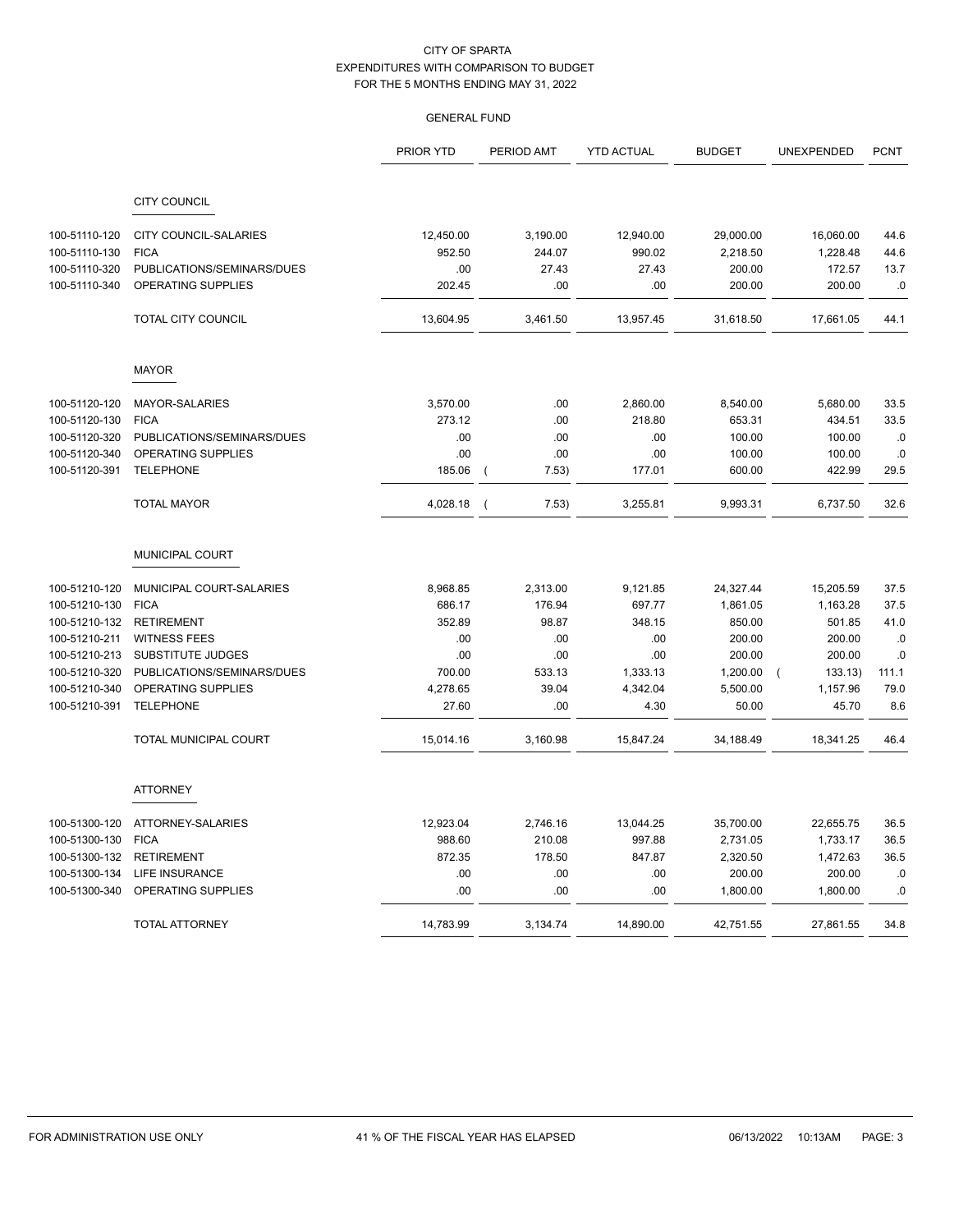CITY OF SPARTA
EXPENDITURES WITH COMPARISON TO BUDGET
FOR THE 5 MONTHS ENDING MAY 31, 2022

GENERAL FUND

| | | PRIOR YTD | PERIOD AMT | YTD ACTUAL | BUDGET | UNEXPENDED | PCNT |
|---|---|---|---|---|---|---|---|
| | **CITY COUNCIL** | | | | | | |
| 100-51110-120 | CITY COUNCIL-SALARIES | 12,450.00 | 3,190.00 | 12,940.00 | 29,000.00 | 16,060.00 | 44.6 |
| 100-51110-130 | FICA | 952.50 | 244.07 | 990.02 | 2,218.50 | 1,228.48 | 44.6 |
| 100-51110-320 | PUBLICATIONS/SEMINARS/DUES | .00 | 27.43 | 27.43 | 200.00 | 172.57 | 13.7 |
| 100-51110-340 | OPERATING SUPPLIES | 202.45 | .00 | .00 | 200.00 | 200.00 | .0 |
| | TOTAL CITY COUNCIL | 13,604.95 | 3,461.50 | 13,957.45 | 31,618.50 | 17,661.05 | 44.1 |
| | **MAYOR** | | | | | | |
| 100-51120-120 | MAYOR-SALARIES | 3,570.00 | .00 | 2,860.00 | 8,540.00 | 5,680.00 | 33.5 |
| 100-51120-130 | FICA | 273.12 | .00 | 218.80 | 653.31 | 434.51 | 33.5 |
| 100-51120-320 | PUBLICATIONS/SEMINARS/DUES | .00 | .00 | .00 | 100.00 | 100.00 | .0 |
| 100-51120-340 | OPERATING SUPPLIES | .00 | .00 | .00 | 100.00 | 100.00 | .0 |
| 100-51120-391 | TELEPHONE | 185.06 | ( 7.53) | 177.01 | 600.00 | 422.99 | 29.5 |
| | TOTAL MAYOR | 4,028.18 | ( 7.53) | 3,255.81 | 9,993.31 | 6,737.50 | 32.6 |
| | **MUNICIPAL COURT** | | | | | | |
| 100-51210-120 | MUNICIPAL COURT-SALARIES | 8,968.85 | 2,313.00 | 9,121.85 | 24,327.44 | 15,205.59 | 37.5 |
| 100-51210-130 | FICA | 686.17 | 176.94 | 697.77 | 1,861.05 | 1,163.28 | 37.5 |
| 100-51210-132 | RETIREMENT | 352.89 | 98.87 | 348.15 | 850.00 | 501.85 | 41.0 |
| 100-51210-211 | WITNESS FEES | .00 | .00 | .00 | 200.00 | 200.00 | .0 |
| 100-51210-213 | SUBSTITUTE JUDGES | .00 | .00 | .00 | 200.00 | 200.00 | .0 |
| 100-51210-320 | PUBLICATIONS/SEMINARS/DUES | 700.00 | 533.13 | 1,333.13 | 1,200.00 | ( 133.13) | 111.1 |
| 100-51210-340 | OPERATING SUPPLIES | 4,278.65 | 39.04 | 4,342.04 | 5,500.00 | 1,157.96 | 79.0 |
| 100-51210-391 | TELEPHONE | 27.60 | .00 | 4.30 | 50.00 | 45.70 | 8.6 |
| | TOTAL MUNICIPAL COURT | 15,014.16 | 3,160.98 | 15,847.24 | 34,188.49 | 18,341.25 | 46.4 |
| | **ATTORNEY** | | | | | | |
| 100-51300-120 | ATTORNEY-SALARIES | 12,923.04 | 2,746.16 | 13,044.25 | 35,700.00 | 22,655.75 | 36.5 |
| 100-51300-130 | FICA | 988.60 | 210.08 | 997.88 | 2,731.05 | 1,733.17 | 36.5 |
| 100-51300-132 | RETIREMENT | 872.35 | 178.50 | 847.87 | 2,320.50 | 1,472.63 | 36.5 |
| 100-51300-134 | LIFE INSURANCE | .00 | .00 | .00 | 200.00 | 200.00 | .0 |
| 100-51300-340 | OPERATING SUPPLIES | .00 | .00 | .00 | 1,800.00 | 1,800.00 | .0 |
| | TOTAL ATTORNEY | 14,783.99 | 3,134.74 | 14,890.00 | 42,751.55 | 27,861.55 | 34.8 |

FOR ADMINISTRATION USE ONLY — 41 % OF THE FISCAL YEAR HAS ELAPSED — 06/13/2022 10:13AM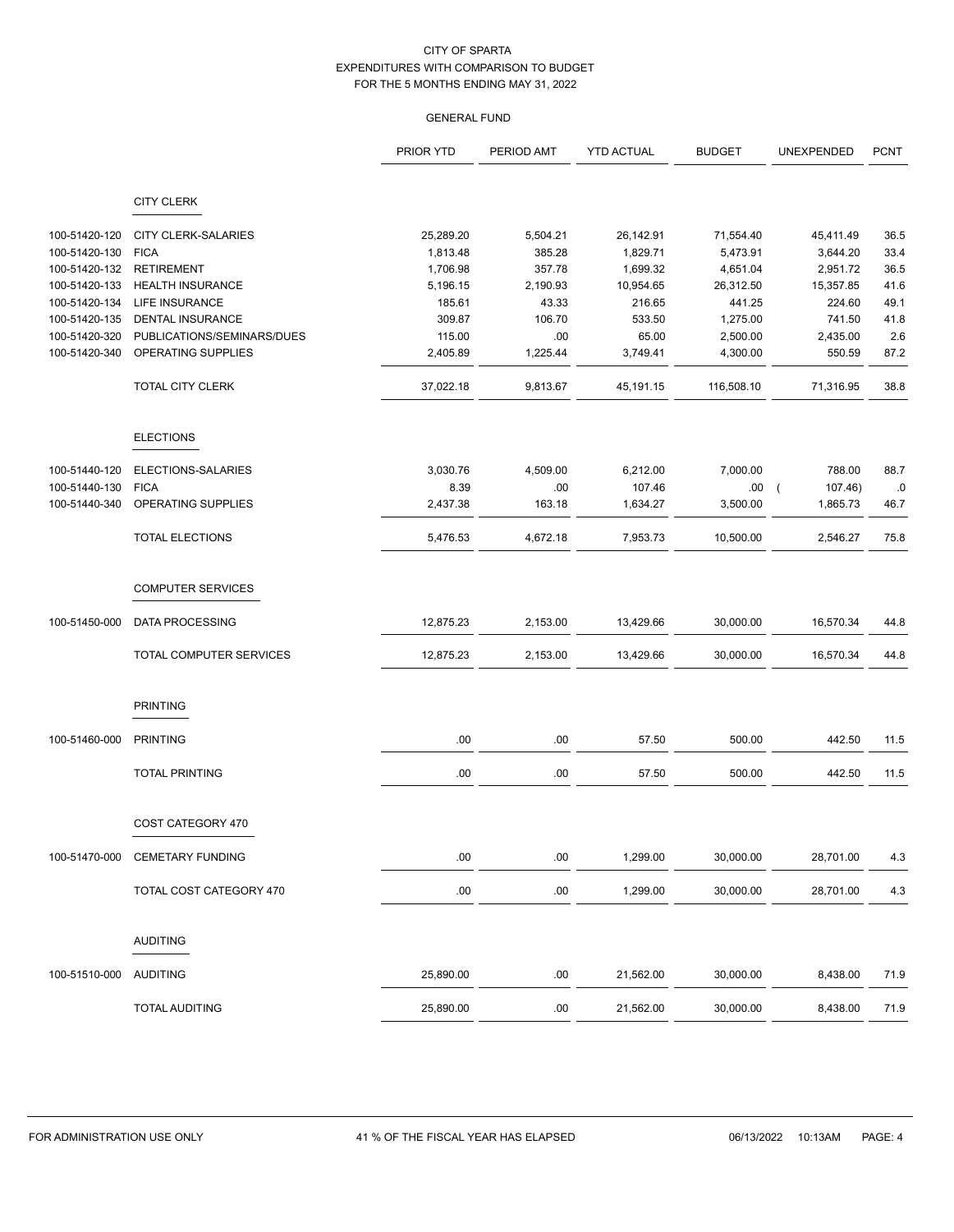CITY OF SPARTA
EXPENDITURES WITH COMPARISON TO BUDGET
FOR THE 5 MONTHS ENDING MAY 31, 2022

GENERAL FUND

| | | PRIOR YTD | PERIOD AMT | YTD ACTUAL | BUDGET | UNEXPENDED | PCNT |
|---|---|---|---|---|---|---|---|
| | **CITY CLERK** | | | | | | |
| 100-51420-120 | CITY CLERK-SALARIES | 25,289.20 | 5,504.21 | 26,142.91 | 71,554.40 | 45,411.49 | 36.5 |
| 100-51420-130 | FICA | 1,813.48 | 385.28 | 1,829.71 | 5,473.91 | 3,644.20 | 33.4 |
| 100-51420-132 | RETIREMENT | 1,706.98 | 357.78 | 1,699.32 | 4,651.04 | 2,951.72 | 36.5 |
| 100-51420-133 | HEALTH INSURANCE | 5,196.15 | 2,190.93 | 10,954.65 | 26,312.50 | 15,357.85 | 41.6 |
| 100-51420-134 | LIFE INSURANCE | 185.61 | 43.33 | 216.65 | 441.25 | 224.60 | 49.1 |
| 100-51420-135 | DENTAL INSURANCE | 309.87 | 106.70 | 533.50 | 1,275.00 | 741.50 | 41.8 |
| 100-51420-320 | PUBLICATIONS/SEMINARS/DUES | 115.00 | .00 | 65.00 | 2,500.00 | 2,435.00 | 2.6 |
| 100-51420-340 | OPERATING SUPPLIES | 2,405.89 | 1,225.44 | 3,749.41 | 4,300.00 | 550.59 | 87.2 |
| | TOTAL CITY CLERK | 37,022.18 | 9,813.67 | 45,191.15 | 116,508.10 | 71,316.95 | 38.8 |
| | **ELECTIONS** | | | | | | |
| 100-51440-120 | ELECTIONS-SALARIES | 3,030.76 | 4,509.00 | 6,212.00 | 7,000.00 | 788.00 | 88.7 |
| 100-51440-130 | FICA | 8.39 | .00 | 107.46 | .00 | ( 107.46) | .0 |
| 100-51440-340 | OPERATING SUPPLIES | 2,437.38 | 163.18 | 1,634.27 | 3,500.00 | 1,865.73 | 46.7 |
| | TOTAL ELECTIONS | 5,476.53 | 4,672.18 | 7,953.73 | 10,500.00 | 2,546.27 | 75.8 |
| | **COMPUTER SERVICES** | | | | | | |
| 100-51450-000 | DATA PROCESSING | 12,875.23 | 2,153.00 | 13,429.66 | 30,000.00 | 16,570.34 | 44.8 |
| | TOTAL COMPUTER SERVICES | 12,875.23 | 2,153.00 | 13,429.66 | 30,000.00 | 16,570.34 | 44.8 |
| | **PRINTING** | | | | | | |
| 100-51460-000 | PRINTING | .00 | .00 | 57.50 | 500.00 | 442.50 | 11.5 |
| | TOTAL PRINTING | .00 | .00 | 57.50 | 500.00 | 442.50 | 11.5 |
| | **COST CATEGORY 470** | | | | | | |
| 100-51470-000 | CEMETARY FUNDING | .00 | .00 | 1,299.00 | 30,000.00 | 28,701.00 | 4.3 |
| | TOTAL COST CATEGORY 470 | .00 | .00 | 1,299.00 | 30,000.00 | 28,701.00 | 4.3 |
| | **AUDITING** | | | | | | |
| 100-51510-000 | AUDITING | 25,890.00 | .00 | 21,562.00 | 30,000.00 | 8,438.00 | 71.9 |
| | TOTAL AUDITING | 25,890.00 | .00 | 21,562.00 | 30,000.00 | 8,438.00 | 71.9 |

FOR ADMINISTRATION USE ONLY — 41 % OF THE FISCAL YEAR HAS ELAPSED — 06/13/2022 10:13AM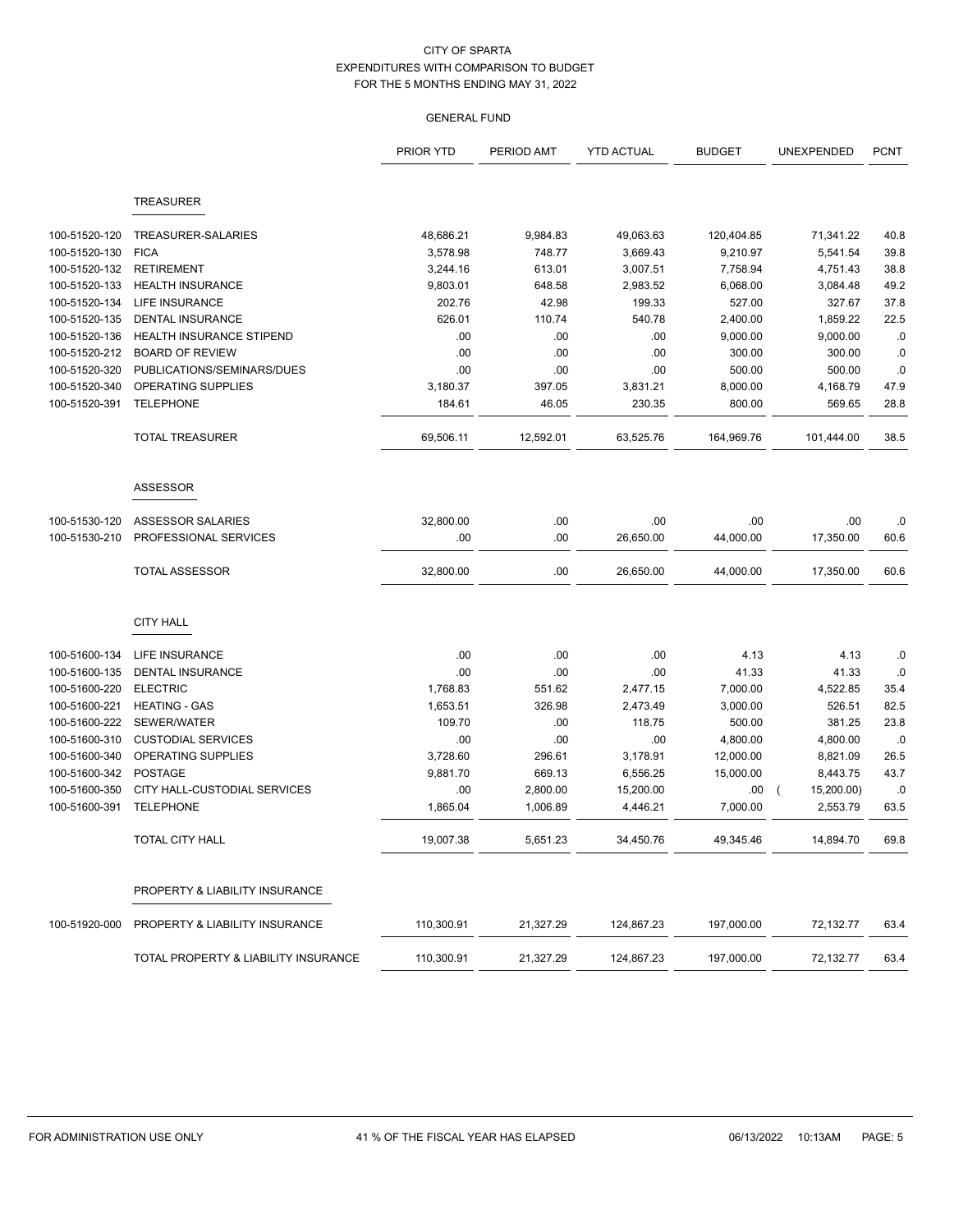# CITY OF SPARTA
## EXPENDITURES WITH COMPARISON TO BUDGET
## FOR THE 5 MONTHS ENDING MAY 31, 2022

### GENERAL FUND

| | | PRIOR YTD | PERIOD AMT | YTD ACTUAL | BUDGET | UNEXPENDED | PCNT |
|---|---|---|---|---|---|---|---|
| | **TREASURER** | | | | | | |
| 100-51520-120 | TREASURER-SALARIES | 48,686.21 | 9,984.83 | 49,063.63 | 120,404.85 | 71,341.22 | 40.8 |
| 100-51520-130 | FICA | 3,578.98 | 748.77 | 3,669.43 | 9,210.97 | 5,541.54 | 39.8 |
| 100-51520-132 | RETIREMENT | 3,244.16 | 613.01 | 3,007.51 | 7,758.94 | 4,751.43 | 38.8 |
| 100-51520-133 | HEALTH INSURANCE | 9,803.01 | 648.58 | 2,983.52 | 6,068.00 | 3,084.48 | 49.2 |
| 100-51520-134 | LIFE INSURANCE | 202.76 | 42.98 | 199.33 | 527.00 | 327.67 | 37.8 |
| 100-51520-135 | DENTAL INSURANCE | 626.01 | 110.74 | 540.78 | 2,400.00 | 1,859.22 | 22.5 |
| 100-51520-136 | HEALTH INSURANCE STIPEND | .00 | .00 | .00 | 9,000.00 | 9,000.00 | .0 |
| 100-51520-212 | BOARD OF REVIEW | .00 | .00 | .00 | 300.00 | 300.00 | .0 |
| 100-51520-320 | PUBLICATIONS/SEMINARS/DUES | .00 | .00 | .00 | 500.00 | 500.00 | .0 |
| 100-51520-340 | OPERATING SUPPLIES | 3,180.37 | 397.05 | 3,831.21 | 8,000.00 | 4,168.79 | 47.9 |
| 100-51520-391 | TELEPHONE | 184.61 | 46.05 | 230.35 | 800.00 | 569.65 | 28.8 |
| | TOTAL TREASURER | 69,506.11 | 12,592.01 | 63,525.76 | 164,969.76 | 101,444.00 | 38.5 |
| | **ASSESSOR** | | | | | | |
| 100-51530-120 | ASSESSOR SALARIES | 32,800.00 | .00 | .00 | .00 | .00 | .0 |
| 100-51530-210 | PROFESSIONAL SERVICES | .00 | .00 | 26,650.00 | 44,000.00 | 17,350.00 | 60.6 |
| | TOTAL ASSESSOR | 32,800.00 | .00 | 26,650.00 | 44,000.00 | 17,350.00 | 60.6 |
| | **CITY HALL** | | | | | | |
| 100-51600-134 | LIFE INSURANCE | .00 | .00 | .00 | 4.13 | 4.13 | .0 |
| 100-51600-135 | DENTAL INSURANCE | .00 | .00 | .00 | 41.33 | 41.33 | .0 |
| 100-51600-220 | ELECTRIC | 1,768.83 | 551.62 | 2,477.15 | 7,000.00 | 4,522.85 | 35.4 |
| 100-51600-221 | HEATING - GAS | 1,653.51 | 326.98 | 2,473.49 | 3,000.00 | 526.51 | 82.5 |
| 100-51600-222 | SEWER/WATER | 109.70 | .00 | 118.75 | 500.00 | 381.25 | 23.8 |
| 100-51600-310 | CUSTODIAL SERVICES | .00 | .00 | .00 | 4,800.00 | 4,800.00 | .0 |
| 100-51600-340 | OPERATING SUPPLIES | 3,728.60 | 296.61 | 3,178.91 | 12,000.00 | 8,821.09 | 26.5 |
| 100-51600-342 | POSTAGE | 9,881.70 | 669.13 | 6,556.25 | 15,000.00 | 8,443.75 | 43.7 |
| 100-51600-350 | CITY HALL-CUSTODIAL SERVICES | .00 | 2,800.00 | 15,200.00 | .00 | ( 15,200.00) | .0 |
| 100-51600-391 | TELEPHONE | 1,865.04 | 1,006.89 | 4,446.21 | 7,000.00 | 2,553.79 | 63.5 |
| | TOTAL CITY HALL | 19,007.38 | 5,651.23 | 34,450.76 | 49,345.46 | 14,894.70 | 69.8 |
| | **PROPERTY & LIABILITY INSURANCE** | | | | | | |
| 100-51920-000 | PROPERTY & LIABILITY INSURANCE | 110,300.91 | 21,327.29 | 124,867.23 | 197,000.00 | 72,132.77 | 63.4 |
| | TOTAL PROPERTY & LIABILITY INSURANCE | 110,300.91 | 21,327.29 | 124,867.23 | 197,000.00 | 72,132.77 | 63.4 |

FOR ADMINISTRATION USE ONLY — 41 % OF THE FISCAL YEAR HAS ELAPSED — 06/13/2022 10:13AM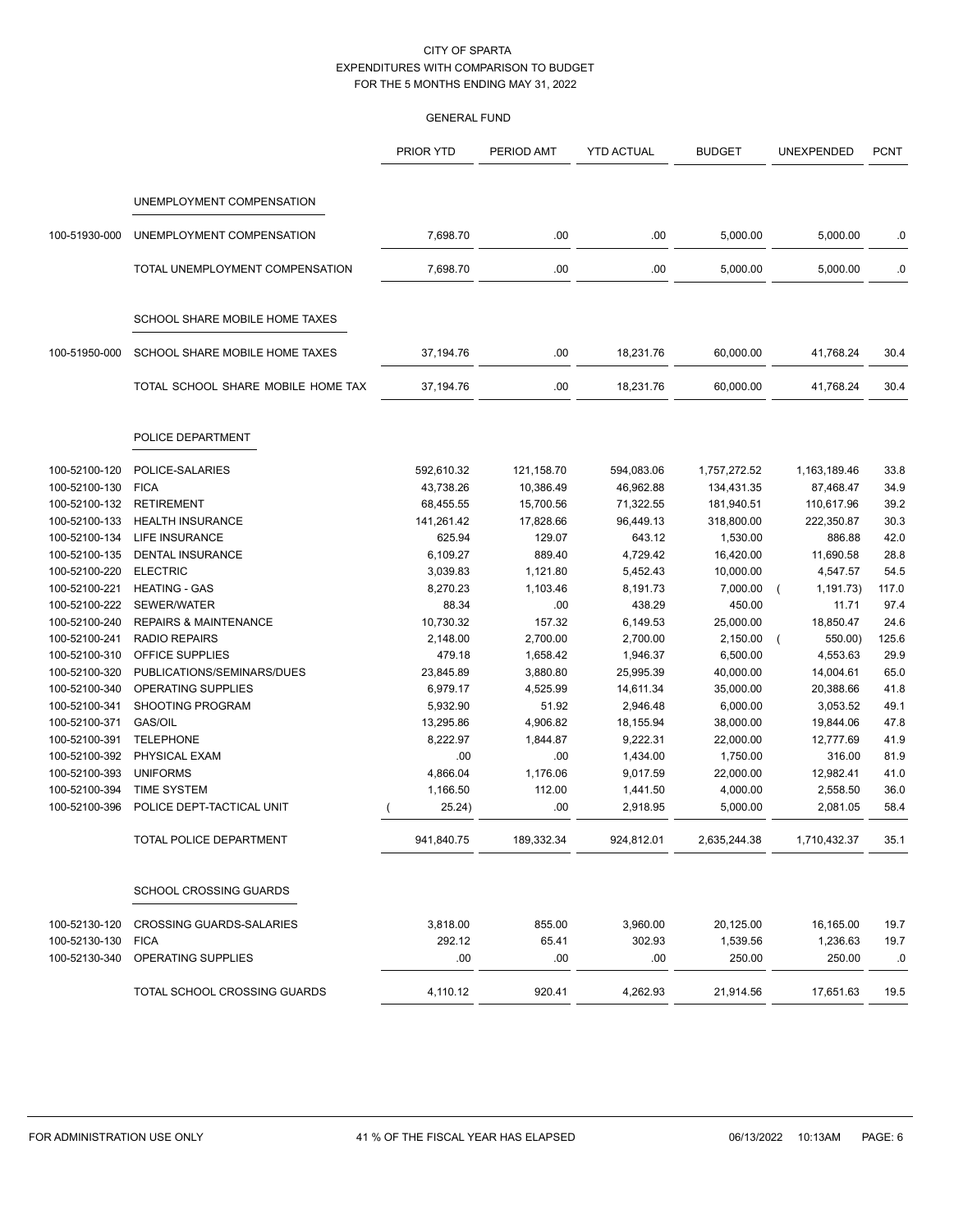CITY OF SPARTA
EXPENDITURES WITH COMPARISON TO BUDGET
FOR THE 5 MONTHS ENDING MAY 31, 2022

GENERAL FUND

| | | PRIOR YTD | PERIOD AMT | YTD ACTUAL | BUDGET | UNEXPENDED | PCNT |
|---|---|---|---|---|---|---|---|
| | **UNEMPLOYMENT COMPENSATION** | | | | | | |
| 100-51930-000 | UNEMPLOYMENT COMPENSATION | 7,698.70 | .00 | .00 | 5,000.00 | 5,000.00 | .0 |
| | TOTAL UNEMPLOYMENT COMPENSATION | 7,698.70 | .00 | .00 | 5,000.00 | 5,000.00 | .0 |
| | **SCHOOL SHARE MOBILE HOME TAXES** | | | | | | |
| 100-51950-000 | SCHOOL SHARE MOBILE HOME TAXES | 37,194.76 | .00 | 18,231.76 | 60,000.00 | 41,768.24 | 30.4 |
| | TOTAL SCHOOL SHARE MOBILE HOME TAX | 37,194.76 | .00 | 18,231.76 | 60,000.00 | 41,768.24 | 30.4 |
| | **POLICE DEPARTMENT** | | | | | | |
| 100-52100-120 | POLICE-SALARIES | 592,610.32 | 121,158.70 | 594,083.06 | 1,757,272.52 | 1,163,189.46 | 33.8 |
| 100-52100-130 | FICA | 43,738.26 | 10,386.49 | 46,962.88 | 134,431.35 | 87,468.47 | 34.9 |
| 100-52100-132 | RETIREMENT | 68,455.55 | 15,700.56 | 71,322.55 | 181,940.51 | 110,617.96 | 39.2 |
| 100-52100-133 | HEALTH INSURANCE | 141,261.42 | 17,828.66 | 96,449.13 | 318,800.00 | 222,350.87 | 30.3 |
| 100-52100-134 | LIFE INSURANCE | 625.94 | 129.07 | 643.12 | 1,530.00 | 886.88 | 42.0 |
| 100-52100-135 | DENTAL INSURANCE | 6,109.27 | 889.40 | 4,729.42 | 16,420.00 | 11,690.58 | 28.8 |
| 100-52100-220 | ELECTRIC | 3,039.83 | 1,121.80 | 5,452.43 | 10,000.00 | 4,547.57 | 54.5 |
| 100-52100-221 | HEATING - GAS | 8,270.23 | 1,103.46 | 8,191.73 | 7,000.00 | ( 1,191.73) | 117.0 |
| 100-52100-222 | SEWER/WATER | 88.34 | .00 | 438.29 | 450.00 | 11.71 | 97.4 |
| 100-52100-240 | REPAIRS & MAINTENANCE | 10,730.32 | 157.32 | 6,149.53 | 25,000.00 | 18,850.47 | 24.6 |
| 100-52100-241 | RADIO REPAIRS | 2,148.00 | 2,700.00 | 2,700.00 | 2,150.00 | ( 550.00) | 125.6 |
| 100-52100-310 | OFFICE SUPPLIES | 479.18 | 1,658.42 | 1,946.37 | 6,500.00 | 4,553.63 | 29.9 |
| 100-52100-320 | PUBLICATIONS/SEMINARS/DUES | 23,845.89 | 3,880.80 | 25,995.39 | 40,000.00 | 14,004.61 | 65.0 |
| 100-52100-340 | OPERATING SUPPLIES | 6,979.17 | 4,525.99 | 14,611.34 | 35,000.00 | 20,388.66 | 41.8 |
| 100-52100-341 | SHOOTING PROGRAM | 5,932.90 | 51.92 | 2,946.48 | 6,000.00 | 3,053.52 | 49.1 |
| 100-52100-371 | GAS/OIL | 13,295.86 | 4,906.82 | 18,155.94 | 38,000.00 | 19,844.06 | 47.8 |
| 100-52100-391 | TELEPHONE | 8,222.97 | 1,844.87 | 9,222.31 | 22,000.00 | 12,777.69 | 41.9 |
| 100-52100-392 | PHYSICAL EXAM | .00 | .00 | 1,434.00 | 1,750.00 | 316.00 | 81.9 |
| 100-52100-393 | UNIFORMS | 4,866.04 | 1,176.06 | 9,017.59 | 22,000.00 | 12,982.41 | 41.0 |
| 100-52100-394 | TIME SYSTEM | 1,166.50 | 112.00 | 1,441.50 | 4,000.00 | 2,558.50 | 36.0 |
| 100-52100-396 | POLICE DEPT-TACTICAL UNIT | ( 25.24) | .00 | 2,918.95 | 5,000.00 | 2,081.05 | 58.4 |
| | TOTAL POLICE DEPARTMENT | 941,840.75 | 189,332.34 | 924,812.01 | 2,635,244.38 | 1,710,432.37 | 35.1 |
| | **SCHOOL CROSSING GUARDS** | | | | | | |
| 100-52130-120 | CROSSING GUARDS-SALARIES | 3,818.00 | 855.00 | 3,960.00 | 20,125.00 | 16,165.00 | 19.7 |
| 100-52130-130 | FICA | 292.12 | 65.41 | 302.93 | 1,539.56 | 1,236.63 | 19.7 |
| 100-52130-340 | OPERATING SUPPLIES | .00 | .00 | .00 | 250.00 | 250.00 | .0 |
| | TOTAL SCHOOL CROSSING GUARDS | 4,110.12 | 920.41 | 4,262.93 | 21,914.56 | 17,651.63 | 19.5 |

FOR ADMINISTRATION USE ONLY | 41 % OF THE FISCAL YEAR HAS ELAPSED | 06/13/2022 10:13AM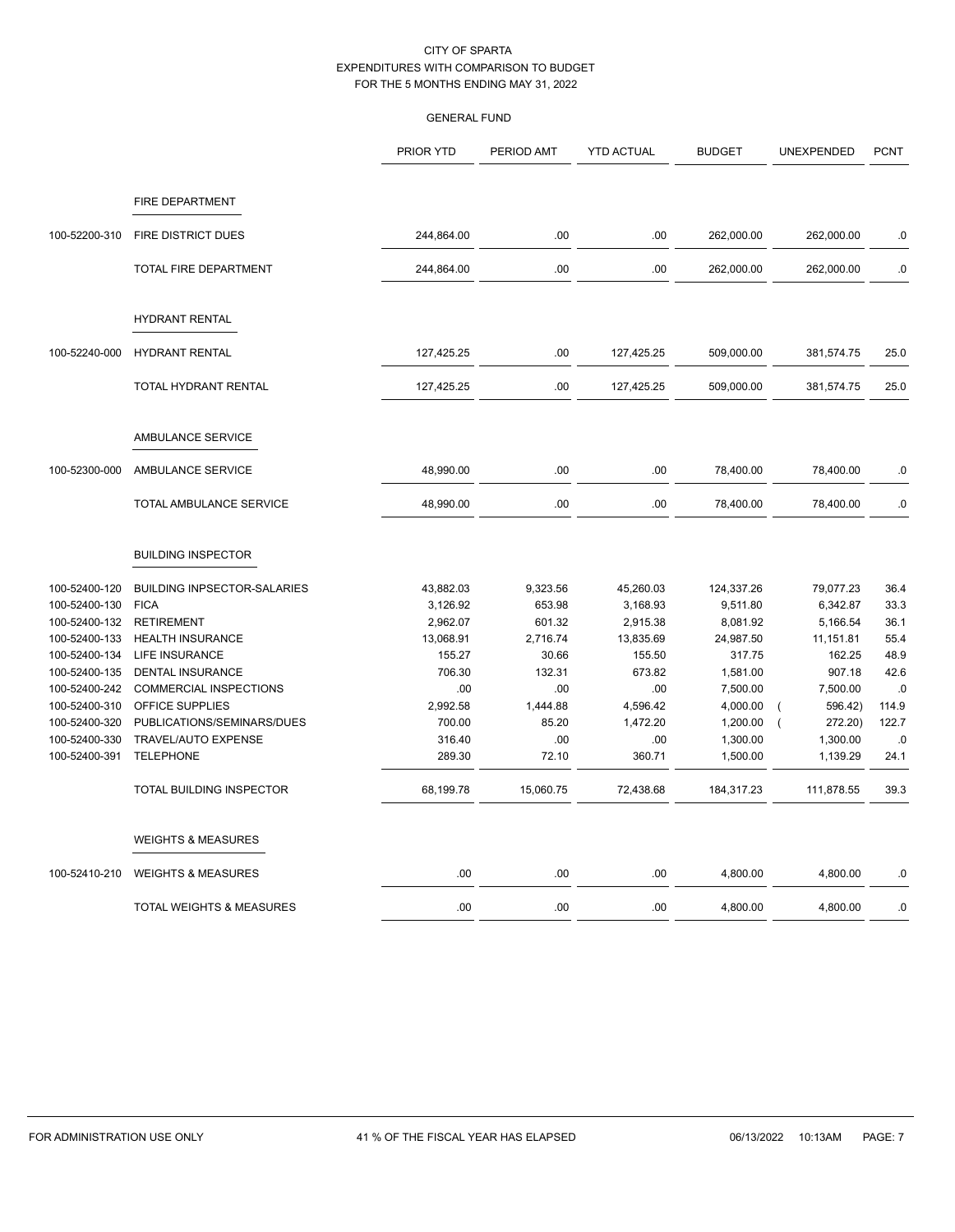CITY OF SPARTA
EXPENDITURES WITH COMPARISON TO BUDGET
FOR THE 5 MONTHS ENDING MAY 31, 2022

GENERAL FUND

| | | PRIOR YTD | PERIOD AMT | YTD ACTUAL | BUDGET | UNEXPENDED | PCNT |
|---|---|---|---|---|---|---|---|
| | **FIRE DEPARTMENT** | | | | | | |
| 100-52200-310 | FIRE DISTRICT DUES | 244,864.00 | .00 | .00 | 262,000.00 | 262,000.00 | .0 |
| | TOTAL FIRE DEPARTMENT | 244,864.00 | .00 | .00 | 262,000.00 | 262,000.00 | .0 |
| | **HYDRANT RENTAL** | | | | | | |
| 100-52240-000 | HYDRANT RENTAL | 127,425.25 | .00 | 127,425.25 | 509,000.00 | 381,574.75 | 25.0 |
| | TOTAL HYDRANT RENTAL | 127,425.25 | .00 | 127,425.25 | 509,000.00 | 381,574.75 | 25.0 |
| | **AMBULANCE SERVICE** | | | | | | |
| 100-52300-000 | AMBULANCE SERVICE | 48,990.00 | .00 | .00 | 78,400.00 | 78,400.00 | .0 |
| | TOTAL AMBULANCE SERVICE | 48,990.00 | .00 | .00 | 78,400.00 | 78,400.00 | .0 |
| | **BUILDING INSPECTOR** | | | | | | |
| 100-52400-120 | BUILDING INPSECTOR-SALARIES | 43,882.03 | 9,323.56 | 45,260.03 | 124,337.26 | 79,077.23 | 36.4 |
| 100-52400-130 | FICA | 3,126.92 | 653.98 | 3,168.93 | 9,511.80 | 6,342.87 | 33.3 |
| 100-52400-132 | RETIREMENT | 2,962.07 | 601.32 | 2,915.38 | 8,081.92 | 5,166.54 | 36.1 |
| 100-52400-133 | HEALTH INSURANCE | 13,068.91 | 2,716.74 | 13,835.69 | 24,987.50 | 11,151.81 | 55.4 |
| 100-52400-134 | LIFE INSURANCE | 155.27 | 30.66 | 155.50 | 317.75 | 162.25 | 48.9 |
| 100-52400-135 | DENTAL INSURANCE | 706.30 | 132.31 | 673.82 | 1,581.00 | 907.18 | 42.6 |
| 100-52400-242 | COMMERCIAL INSPECTIONS | .00 | .00 | .00 | 7,500.00 | 7,500.00 | .0 |
| 100-52400-310 | OFFICE SUPPLIES | 2,992.58 | 1,444.88 | 4,596.42 | 4,000.00 | ( 596.42) | 114.9 |
| 100-52400-320 | PUBLICATIONS/SEMINARS/DUES | 700.00 | 85.20 | 1,472.20 | 1,200.00 | ( 272.20) | 122.7 |
| 100-52400-330 | TRAVEL/AUTO EXPENSE | 316.40 | .00 | .00 | 1,300.00 | 1,300.00 | .0 |
| 100-52400-391 | TELEPHONE | 289.30 | 72.10 | 360.71 | 1,500.00 | 1,139.29 | 24.1 |
| | TOTAL BUILDING INSPECTOR | 68,199.78 | 15,060.75 | 72,438.68 | 184,317.23 | 111,878.55 | 39.3 |
| | **WEIGHTS & MEASURES** | | | | | | |
| 100-52410-210 | WEIGHTS & MEASURES | .00 | .00 | .00 | 4,800.00 | 4,800.00 | .0 |
| | TOTAL WEIGHTS & MEASURES | .00 | .00 | .00 | 4,800.00 | 4,800.00 | .0 |

FOR ADMINISTRATION USE ONLY — 41 % OF THE FISCAL YEAR HAS ELAPSED — 06/13/2022 10:13AM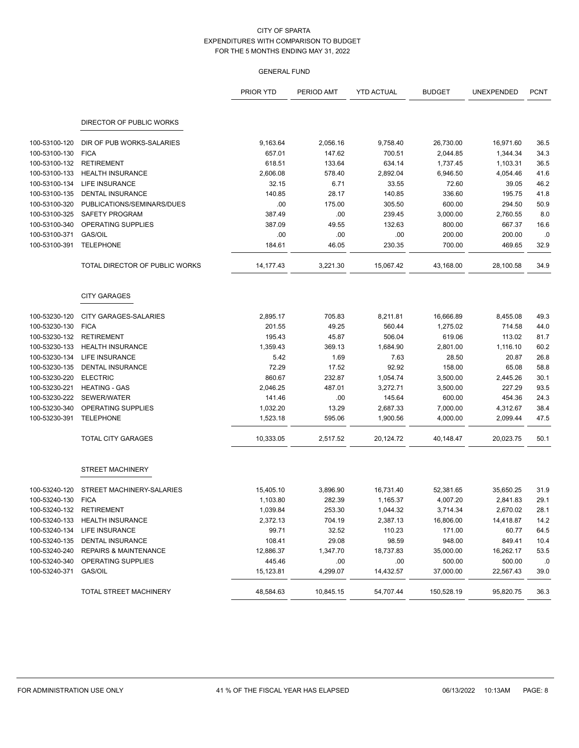CITY OF SPARTA
EXPENDITURES WITH COMPARISON TO BUDGET
FOR THE 5 MONTHS ENDING MAY 31, 2022

GENERAL FUND

| | | PRIOR YTD | PERIOD AMT | YTD ACTUAL | BUDGET | UNEXPENDED | PCNT |
|---|---|---|---|---|---|---|---|
| | **DIRECTOR OF PUBLIC WORKS** | | | | | | |
| 100-53100-120 | DIR OF PUB WORKS-SALARIES | 9,163.64 | 2,056.16 | 9,758.40 | 26,730.00 | 16,971.60 | 36.5 |
| 100-53100-130 | FICA | 657.01 | 147.62 | 700.51 | 2,044.85 | 1,344.34 | 34.3 |
| 100-53100-132 | RETIREMENT | 618.51 | 133.64 | 634.14 | 1,737.45 | 1,103.31 | 36.5 |
| 100-53100-133 | HEALTH INSURANCE | 2,606.08 | 578.40 | 2,892.04 | 6,946.50 | 4,054.46 | 41.6 |
| 100-53100-134 | LIFE INSURANCE | 32.15 | 6.71 | 33.55 | 72.60 | 39.05 | 46.2 |
| 100-53100-135 | DENTAL INSURANCE | 140.85 | 28.17 | 140.85 | 336.60 | 195.75 | 41.8 |
| 100-53100-320 | PUBLICATIONS/SEMINARS/DUES | .00 | 175.00 | 305.50 | 600.00 | 294.50 | 50.9 |
| 100-53100-325 | SAFETY PROGRAM | 387.49 | .00 | 239.45 | 3,000.00 | 2,760.55 | 8.0 |
| 100-53100-340 | OPERATING SUPPLIES | 387.09 | 49.55 | 132.63 | 800.00 | 667.37 | 16.6 |
| 100-53100-371 | GAS/OIL | .00 | .00 | .00 | 200.00 | 200.00 | .0 |
| 100-53100-391 | TELEPHONE | 184.61 | 46.05 | 230.35 | 700.00 | 469.65 | 32.9 |
| | TOTAL DIRECTOR OF PUBLIC WORKS | 14,177.43 | 3,221.30 | 15,067.42 | 43,168.00 | 28,100.58 | 34.9 |
| | **CITY GARAGES** | | | | | | |
| 100-53230-120 | CITY GARAGES-SALARIES | 2,895.17 | 705.83 | 8,211.81 | 16,666.89 | 8,455.08 | 49.3 |
| 100-53230-130 | FICA | 201.55 | 49.25 | 560.44 | 1,275.02 | 714.58 | 44.0 |
| 100-53230-132 | RETIREMENT | 195.43 | 45.87 | 506.04 | 619.06 | 113.02 | 81.7 |
| 100-53230-133 | HEALTH INSURANCE | 1,359.43 | 369.13 | 1,684.90 | 2,801.00 | 1,116.10 | 60.2 |
| 100-53230-134 | LIFE INSURANCE | 5.42 | 1.69 | 7.63 | 28.50 | 20.87 | 26.8 |
| 100-53230-135 | DENTAL INSURANCE | 72.29 | 17.52 | 92.92 | 158.00 | 65.08 | 58.8 |
| 100-53230-220 | ELECTRIC | 860.67 | 232.87 | 1,054.74 | 3,500.00 | 2,445.26 | 30.1 |
| 100-53230-221 | HEATING - GAS | 2,046.25 | 487.01 | 3,272.71 | 3,500.00 | 227.29 | 93.5 |
| 100-53230-222 | SEWER/WATER | 141.46 | .00 | 145.64 | 600.00 | 454.36 | 24.3 |
| 100-53230-340 | OPERATING SUPPLIES | 1,032.20 | 13.29 | 2,687.33 | 7,000.00 | 4,312.67 | 38.4 |
| 100-53230-391 | TELEPHONE | 1,523.18 | 595.06 | 1,900.56 | 4,000.00 | 2,099.44 | 47.5 |
| | TOTAL CITY GARAGES | 10,333.05 | 2,517.52 | 20,124.72 | 40,148.47 | 20,023.75 | 50.1 |
| | **STREET MACHINERY** | | | | | | |
| 100-53240-120 | STREET MACHINERY-SALARIES | 15,405.10 | 3,896.90 | 16,731.40 | 52,381.65 | 35,650.25 | 31.9 |
| 100-53240-130 | FICA | 1,103.80 | 282.39 | 1,165.37 | 4,007.20 | 2,841.83 | 29.1 |
| 100-53240-132 | RETIREMENT | 1,039.84 | 253.30 | 1,044.32 | 3,714.34 | 2,670.02 | 28.1 |
| 100-53240-133 | HEALTH INSURANCE | 2,372.13 | 704.19 | 2,387.13 | 16,806.00 | 14,418.87 | 14.2 |
| 100-53240-134 | LIFE INSURANCE | 99.71 | 32.52 | 110.23 | 171.00 | 60.77 | 64.5 |
| 100-53240-135 | DENTAL INSURANCE | 108.41 | 29.08 | 98.59 | 948.00 | 849.41 | 10.4 |
| 100-53240-240 | REPAIRS & MAINTENANCE | 12,886.37 | 1,347.70 | 18,737.83 | 35,000.00 | 16,262.17 | 53.5 |
| 100-53240-340 | OPERATING SUPPLIES | 445.46 | .00 | .00 | 500.00 | 500.00 | .0 |
| 100-53240-371 | GAS/OIL | 15,123.81 | 4,299.07 | 14,432.57 | 37,000.00 | 22,567.43 | 39.0 |
| | TOTAL STREET MACHINERY | 48,584.63 | 10,845.15 | 54,707.44 | 150,528.19 | 95,820.75 | 36.3 |

FOR ADMINISTRATION USE ONLY | 41 % OF THE FISCAL YEAR HAS ELAPSED | 06/13/2022 10:13AM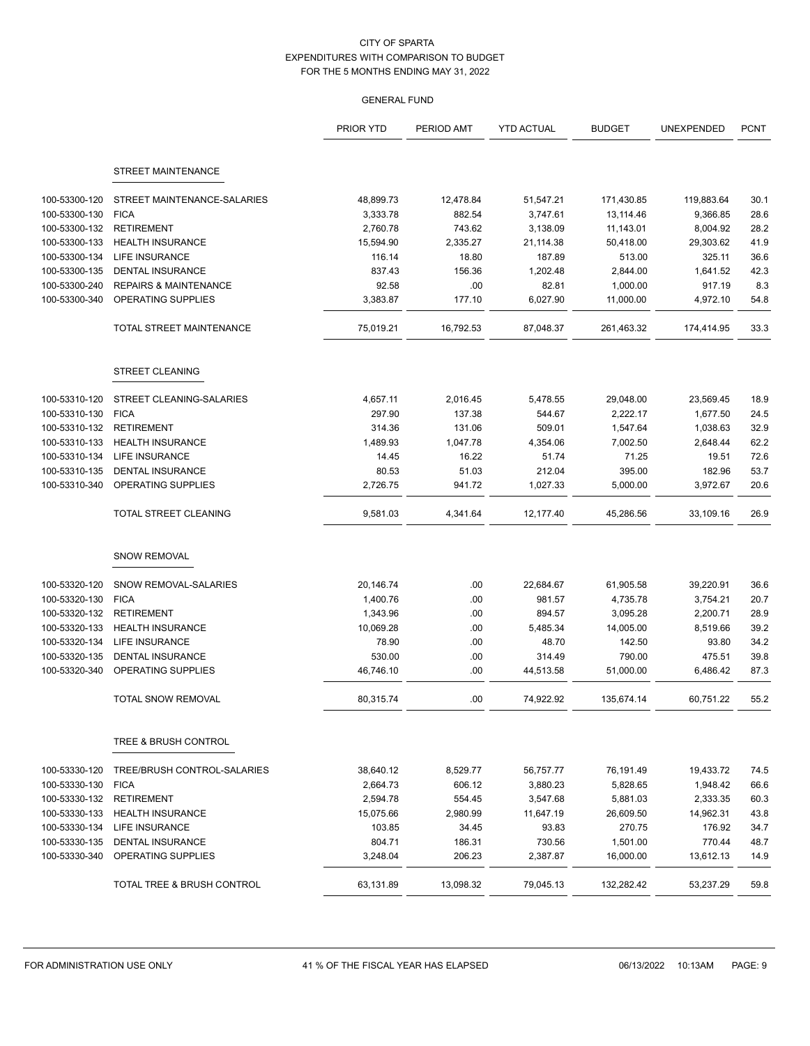CITY OF SPARTA
EXPENDITURES WITH COMPARISON TO BUDGET
FOR THE 5 MONTHS ENDING MAY 31, 2022

GENERAL FUND

| | | PRIOR YTD | PERIOD AMT | YTD ACTUAL | BUDGET | UNEXPENDED | PCNT |
|---|---|---|---|---|---|---|---|
| | **STREET MAINTENANCE** | | | | | | |
| 100-53300-120 | STREET MAINTENANCE-SALARIES | 48,899.73 | 12,478.84 | 51,547.21 | 171,430.85 | 119,883.64 | 30.1 |
| 100-53300-130 | FICA | 3,333.78 | 882.54 | 3,747.61 | 13,114.46 | 9,366.85 | 28.6 |
| 100-53300-132 | RETIREMENT | 2,760.78 | 743.62 | 3,138.09 | 11,143.01 | 8,004.92 | 28.2 |
| 100-53300-133 | HEALTH INSURANCE | 15,594.90 | 2,335.27 | 21,114.38 | 50,418.00 | 29,303.62 | 41.9 |
| 100-53300-134 | LIFE INSURANCE | 116.14 | 18.80 | 187.89 | 513.00 | 325.11 | 36.6 |
| 100-53300-135 | DENTAL INSURANCE | 837.43 | 156.36 | 1,202.48 | 2,844.00 | 1,641.52 | 42.3 |
| 100-53300-240 | REPAIRS & MAINTENANCE | 92.58 | .00 | 82.81 | 1,000.00 | 917.19 | 8.3 |
| 100-53300-340 | OPERATING SUPPLIES | 3,383.87 | 177.10 | 6,027.90 | 11,000.00 | 4,972.10 | 54.8 |
| | TOTAL STREET MAINTENANCE | 75,019.21 | 16,792.53 | 87,048.37 | 261,463.32 | 174,414.95 | 33.3 |
| | **STREET CLEANING** | | | | | | |
| 100-53310-120 | STREET CLEANING-SALARIES | 4,657.11 | 2,016.45 | 5,478.55 | 29,048.00 | 23,569.45 | 18.9 |
| 100-53310-130 | FICA | 297.90 | 137.38 | 544.67 | 2,222.17 | 1,677.50 | 24.5 |
| 100-53310-132 | RETIREMENT | 314.36 | 131.06 | 509.01 | 1,547.64 | 1,038.63 | 32.9 |
| 100-53310-133 | HEALTH INSURANCE | 1,489.93 | 1,047.78 | 4,354.06 | 7,002.50 | 2,648.44 | 62.2 |
| 100-53310-134 | LIFE INSURANCE | 14.45 | 16.22 | 51.74 | 71.25 | 19.51 | 72.6 |
| 100-53310-135 | DENTAL INSURANCE | 80.53 | 51.03 | 212.04 | 395.00 | 182.96 | 53.7 |
| 100-53310-340 | OPERATING SUPPLIES | 2,726.75 | 941.72 | 1,027.33 | 5,000.00 | 3,972.67 | 20.6 |
| | TOTAL STREET CLEANING | 9,581.03 | 4,341.64 | 12,177.40 | 45,286.56 | 33,109.16 | 26.9 |
| | **SNOW REMOVAL** | | | | | | |
| 100-53320-120 | SNOW REMOVAL-SALARIES | 20,146.74 | .00 | 22,684.67 | 61,905.58 | 39,220.91 | 36.6 |
| 100-53320-130 | FICA | 1,400.76 | .00 | 981.57 | 4,735.78 | 3,754.21 | 20.7 |
| 100-53320-132 | RETIREMENT | 1,343.96 | .00 | 894.57 | 3,095.28 | 2,200.71 | 28.9 |
| 100-53320-133 | HEALTH INSURANCE | 10,069.28 | .00 | 5,485.34 | 14,005.00 | 8,519.66 | 39.2 |
| 100-53320-134 | LIFE INSURANCE | 78.90 | .00 | 48.70 | 142.50 | 93.80 | 34.2 |
| 100-53320-135 | DENTAL INSURANCE | 530.00 | .00 | 314.49 | 790.00 | 475.51 | 39.8 |
| 100-53320-340 | OPERATING SUPPLIES | 46,746.10 | .00 | 44,513.58 | 51,000.00 | 6,486.42 | 87.3 |
| | TOTAL SNOW REMOVAL | 80,315.74 | .00 | 74,922.92 | 135,674.14 | 60,751.22 | 55.2 |
| | **TREE & BRUSH CONTROL** | | | | | | |
| 100-53330-120 | TREE/BRUSH CONTROL-SALARIES | 38,640.12 | 8,529.77 | 56,757.77 | 76,191.49 | 19,433.72 | 74.5 |
| 100-53330-130 | FICA | 2,664.73 | 606.12 | 3,880.23 | 5,828.65 | 1,948.42 | 66.6 |
| 100-53330-132 | RETIREMENT | 2,594.78 | 554.45 | 3,547.68 | 5,881.03 | 2,333.35 | 60.3 |
| 100-53330-133 | HEALTH INSURANCE | 15,075.66 | 2,980.99 | 11,647.19 | 26,609.50 | 14,962.31 | 43.8 |
| 100-53330-134 | LIFE INSURANCE | 103.85 | 34.45 | 93.83 | 270.75 | 176.92 | 34.7 |
| 100-53330-135 | DENTAL INSURANCE | 804.71 | 186.31 | 730.56 | 1,501.00 | 770.44 | 48.7 |
| 100-53330-340 | OPERATING SUPPLIES | 3,248.04 | 206.23 | 2,387.87 | 16,000.00 | 13,612.13 | 14.9 |
| | TOTAL TREE & BRUSH CONTROL | 63,131.89 | 13,098.32 | 79,045.13 | 132,282.42 | 53,237.29 | 59.8 |

FOR ADMINISTRATION USE ONLY 41 % OF THE FISCAL YEAR HAS ELAPSED 06/13/2022 10:13AM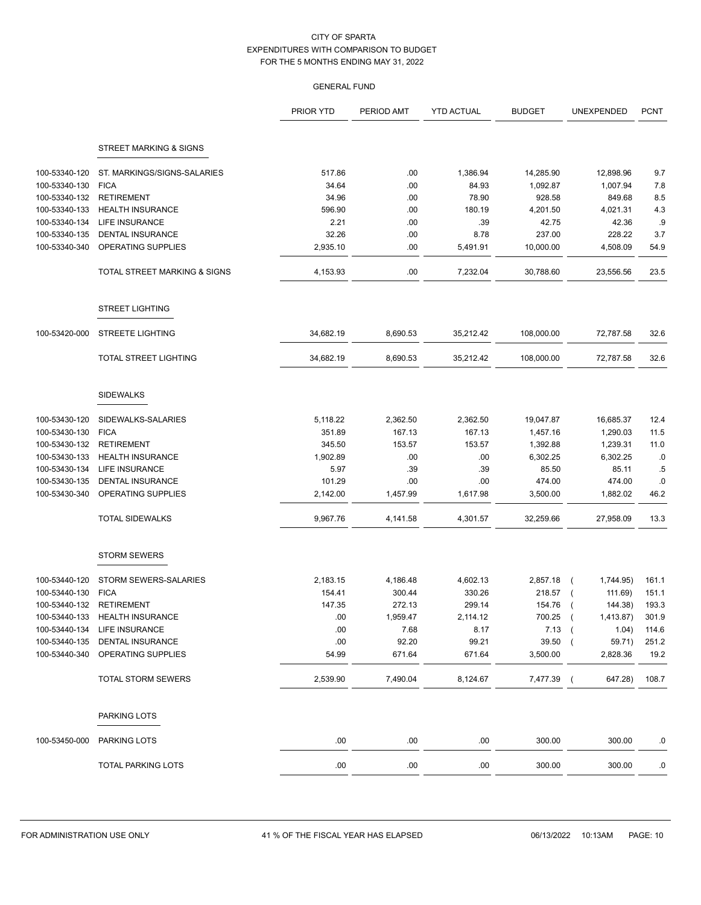CITY OF SPARTA
EXPENDITURES WITH COMPARISON TO BUDGET
FOR THE 5 MONTHS ENDING MAY 31, 2022

GENERAL FUND

| | | PRIOR YTD | PERIOD AMT | YTD ACTUAL | BUDGET | UNEXPENDED | PCNT |
|---|---|---|---|---|---|---|---|
| | **STREET MARKING & SIGNS** | | | | | | |
| 100-53340-120 | ST. MARKINGS/SIGNS-SALARIES | 517.86 | .00 | 1,386.94 | 14,285.90 | 12,898.96 | 9.7 |
| 100-53340-130 | FICA | 34.64 | .00 | 84.93 | 1,092.87 | 1,007.94 | 7.8 |
| 100-53340-132 | RETIREMENT | 34.96 | .00 | 78.90 | 928.58 | 849.68 | 8.5 |
| 100-53340-133 | HEALTH INSURANCE | 596.90 | .00 | 180.19 | 4,201.50 | 4,021.31 | 4.3 |
| 100-53340-134 | LIFE INSURANCE | 2.21 | .00 | .39 | 42.75 | 42.36 | .9 |
| 100-53340-135 | DENTAL INSURANCE | 32.26 | .00 | 8.78 | 237.00 | 228.22 | 3.7 |
| 100-53340-340 | OPERATING SUPPLIES | 2,935.10 | .00 | 5,491.91 | 10,000.00 | 4,508.09 | 54.9 |
| | TOTAL STREET MARKING & SIGNS | 4,153.93 | .00 | 7,232.04 | 30,788.60 | 23,556.56 | 23.5 |
| | **STREET LIGHTING** | | | | | | |
| 100-53420-000 | STREETE LIGHTING | 34,682.19 | 8,690.53 | 35,212.42 | 108,000.00 | 72,787.58 | 32.6 |
| | TOTAL STREET LIGHTING | 34,682.19 | 8,690.53 | 35,212.42 | 108,000.00 | 72,787.58 | 32.6 |
| | **SIDEWALKS** | | | | | | |
| 100-53430-120 | SIDEWALKS-SALARIES | 5,118.22 | 2,362.50 | 2,362.50 | 19,047.87 | 16,685.37 | 12.4 |
| 100-53430-130 | FICA | 351.89 | 167.13 | 167.13 | 1,457.16 | 1,290.03 | 11.5 |
| 100-53430-132 | RETIREMENT | 345.50 | 153.57 | 153.57 | 1,392.88 | 1,239.31 | 11.0 |
| 100-53430-133 | HEALTH INSURANCE | 1,902.89 | .00 | .00 | 6,302.25 | 6,302.25 | .0 |
| 100-53430-134 | LIFE INSURANCE | 5.97 | .39 | .39 | 85.50 | 85.11 | .5 |
| 100-53430-135 | DENTAL INSURANCE | 101.29 | .00 | .00 | 474.00 | 474.00 | .0 |
| 100-53430-340 | OPERATING SUPPLIES | 2,142.00 | 1,457.99 | 1,617.98 | 3,500.00 | 1,882.02 | 46.2 |
| | TOTAL SIDEWALKS | 9,967.76 | 4,141.58 | 4,301.57 | 32,259.66 | 27,958.09 | 13.3 |
| | **STORM SEWERS** | | | | | | |
| 100-53440-120 | STORM SEWERS-SALARIES | 2,183.15 | 4,186.48 | 4,602.13 | 2,857.18 | ( 1,744.95) | 161.1 |
| 100-53440-130 | FICA | 154.41 | 300.44 | 330.26 | 218.57 | ( 111.69) | 151.1 |
| 100-53440-132 | RETIREMENT | 147.35 | 272.13 | 299.14 | 154.76 | ( 144.38) | 193.3 |
| 100-53440-133 | HEALTH INSURANCE | .00 | 1,959.47 | 2,114.12 | 700.25 | ( 1,413.87) | 301.9 |
| 100-53440-134 | LIFE INSURANCE | .00 | 7.68 | 8.17 | 7.13 | ( 1.04) | 114.6 |
| 100-53440-135 | DENTAL INSURANCE | .00 | 92.20 | 99.21 | 39.50 | ( 59.71) | 251.2 |
| 100-53440-340 | OPERATING SUPPLIES | 54.99 | 671.64 | 671.64 | 3,500.00 | 2,828.36 | 19.2 |
| | TOTAL STORM SEWERS | 2,539.90 | 7,490.04 | 8,124.67 | 7,477.39 | ( 647.28) | 108.7 |
| | **PARKING LOTS** | | | | | | |
| 100-53450-000 | PARKING LOTS | .00 | .00 | .00 | 300.00 | 300.00 | .0 |
| | TOTAL PARKING LOTS | .00 | .00 | .00 | 300.00 | 300.00 | .0 |

FOR ADMINISTRATION USE ONLY — 41 % OF THE FISCAL YEAR HAS ELAPSED — 06/13/2022 10:13AM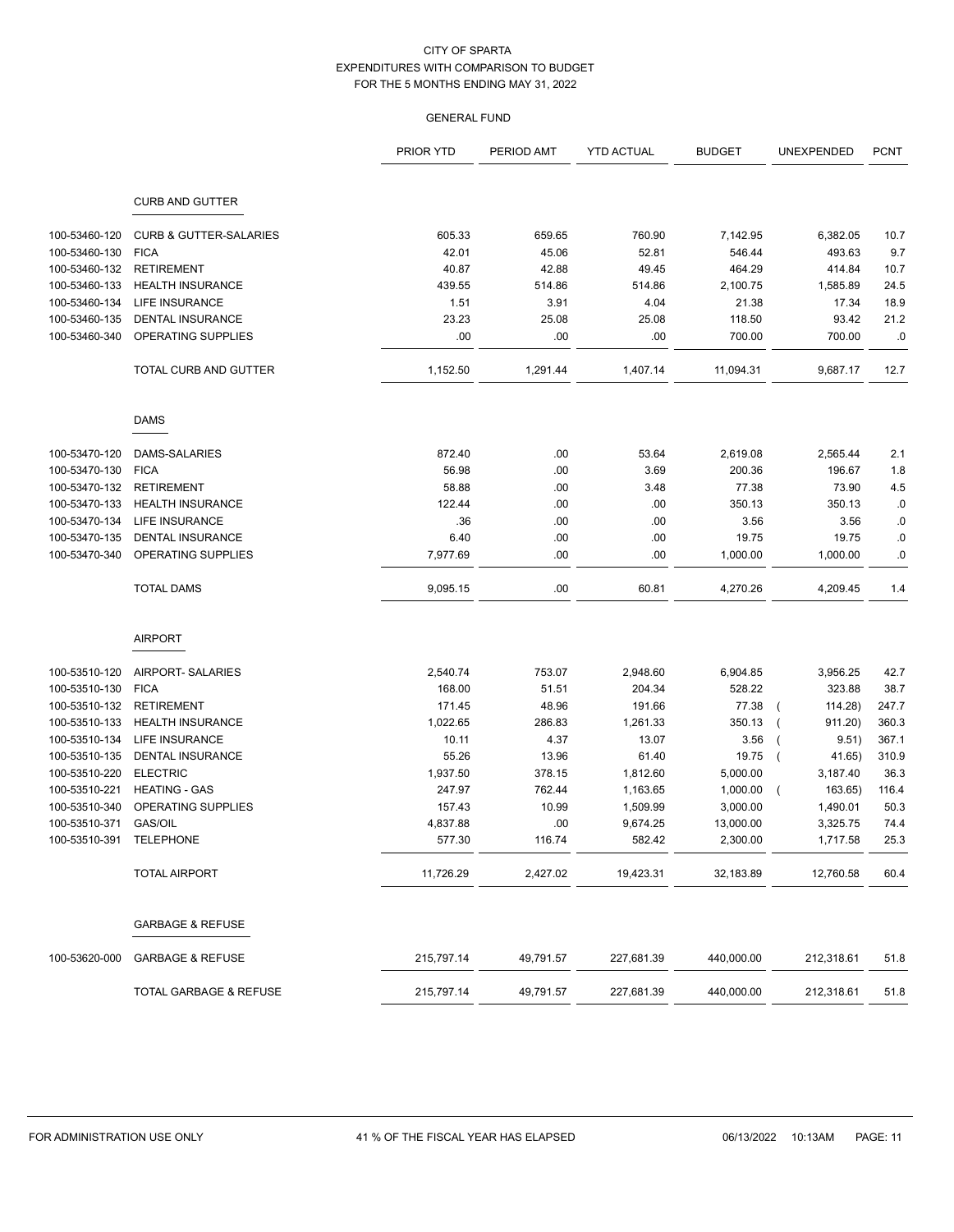CITY OF SPARTA
EXPENDITURES WITH COMPARISON TO BUDGET
FOR THE 5 MONTHS ENDING MAY 31, 2022

GENERAL FUND

| | | PRIOR YTD | PERIOD AMT | YTD ACTUAL | BUDGET | UNEXPENDED | PCNT |
|---|---|---|---|---|---|---|---|
| | **CURB AND GUTTER** | | | | | | |
| 100-53460-120 | CURB & GUTTER-SALARIES | 605.33 | 659.65 | 760.90 | 7,142.95 | 6,382.05 | 10.7 |
| 100-53460-130 | FICA | 42.01 | 45.06 | 52.81 | 546.44 | 493.63 | 9.7 |
| 100-53460-132 | RETIREMENT | 40.87 | 42.88 | 49.45 | 464.29 | 414.84 | 10.7 |
| 100-53460-133 | HEALTH INSURANCE | 439.55 | 514.86 | 514.86 | 2,100.75 | 1,585.89 | 24.5 |
| 100-53460-134 | LIFE INSURANCE | 1.51 | 3.91 | 4.04 | 21.38 | 17.34 | 18.9 |
| 100-53460-135 | DENTAL INSURANCE | 23.23 | 25.08 | 25.08 | 118.50 | 93.42 | 21.2 |
| 100-53460-340 | OPERATING SUPPLIES | .00 | .00 | .00 | 700.00 | 700.00 | .0 |
| | TOTAL CURB AND GUTTER | 1,152.50 | 1,291.44 | 1,407.14 | 11,094.31 | 9,687.17 | 12.7 |
| | **DAMS** | | | | | | |
| 100-53470-120 | DAMS-SALARIES | 872.40 | .00 | 53.64 | 2,619.08 | 2,565.44 | 2.1 |
| 100-53470-130 | FICA | 56.98 | .00 | 3.69 | 200.36 | 196.67 | 1.8 |
| 100-53470-132 | RETIREMENT | 58.88 | .00 | 3.48 | 77.38 | 73.90 | 4.5 |
| 100-53470-133 | HEALTH INSURANCE | 122.44 | .00 | .00 | 350.13 | 350.13 | .0 |
| 100-53470-134 | LIFE INSURANCE | .36 | .00 | .00 | 3.56 | 3.56 | .0 |
| 100-53470-135 | DENTAL INSURANCE | 6.40 | .00 | .00 | 19.75 | 19.75 | .0 |
| 100-53470-340 | OPERATING SUPPLIES | 7,977.69 | .00 | .00 | 1,000.00 | 1,000.00 | .0 |
| | TOTAL DAMS | 9,095.15 | .00 | 60.81 | 4,270.26 | 4,209.45 | 1.4 |
| | **AIRPORT** | | | | | | |
| 100-53510-120 | AIRPORT- SALARIES | 2,540.74 | 753.07 | 2,948.60 | 6,904.85 | 3,956.25 | 42.7 |
| 100-53510-130 | FICA | 168.00 | 51.51 | 204.34 | 528.22 | 323.88 | 38.7 |
| 100-53510-132 | RETIREMENT | 171.45 | 48.96 | 191.66 | 77.38 | ( 114.28) | 247.7 |
| 100-53510-133 | HEALTH INSURANCE | 1,022.65 | 286.83 | 1,261.33 | 350.13 | ( 911.20) | 360.3 |
| 100-53510-134 | LIFE INSURANCE | 10.11 | 4.37 | 13.07 | 3.56 | ( 9.51) | 367.1 |
| 100-53510-135 | DENTAL INSURANCE | 55.26 | 13.96 | 61.40 | 19.75 | ( 41.65) | 310.9 |
| 100-53510-220 | ELECTRIC | 1,937.50 | 378.15 | 1,812.60 | 5,000.00 | 3,187.40 | 36.3 |
| 100-53510-221 | HEATING - GAS | 247.97 | 762.44 | 1,163.65 | 1,000.00 | ( 163.65) | 116.4 |
| 100-53510-340 | OPERATING SUPPLIES | 157.43 | 10.99 | 1,509.99 | 3,000.00 | 1,490.01 | 50.3 |
| 100-53510-371 | GAS/OIL | 4,837.88 | .00 | 9,674.25 | 13,000.00 | 3,325.75 | 74.4 |
| 100-53510-391 | TELEPHONE | 577.30 | 116.74 | 582.42 | 2,300.00 | 1,717.58 | 25.3 |
| | TOTAL AIRPORT | 11,726.29 | 2,427.02 | 19,423.31 | 32,183.89 | 12,760.58 | 60.4 |
| | **GARBAGE & REFUSE** | | | | | | |
| 100-53620-000 | GARBAGE & REFUSE | 215,797.14 | 49,791.57 | 227,681.39 | 440,000.00 | 212,318.61 | 51.8 |
| | TOTAL GARBAGE & REFUSE | 215,797.14 | 49,791.57 | 227,681.39 | 440,000.00 | 212,318.61 | 51.8 |

FOR ADMINISTRATION USE ONLY | 41 % OF THE FISCAL YEAR HAS ELAPSED | 06/13/2022 10:13AM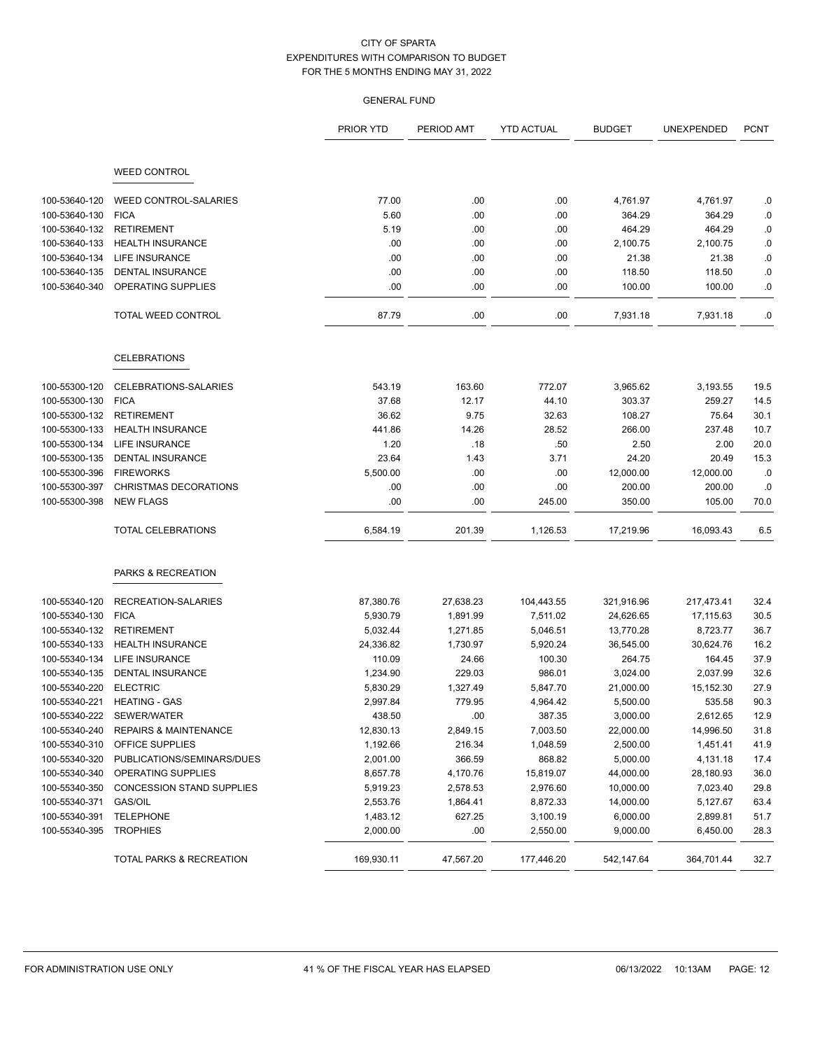CITY OF SPARTA
EXPENDITURES WITH COMPARISON TO BUDGET
FOR THE 5 MONTHS ENDING MAY 31, 2022

GENERAL FUND

| | | PRIOR YTD | PERIOD AMT | YTD ACTUAL | BUDGET | UNEXPENDED | PCNT |
|---|---|---|---|---|---|---|---|
| | **WEED CONTROL** | | | | | | |
| 100-53640-120 | WEED CONTROL-SALARIES | 77.00 | .00 | .00 | 4,761.97 | 4,761.97 | .0 |
| 100-53640-130 | FICA | 5.60 | .00 | .00 | 364.29 | 364.29 | .0 |
| 100-53640-132 | RETIREMENT | 5.19 | .00 | .00 | 464.29 | 464.29 | .0 |
| 100-53640-133 | HEALTH INSURANCE | .00 | .00 | .00 | 2,100.75 | 2,100.75 | .0 |
| 100-53640-134 | LIFE INSURANCE | .00 | .00 | .00 | 21.38 | 21.38 | .0 |
| 100-53640-135 | DENTAL INSURANCE | .00 | .00 | .00 | 118.50 | 118.50 | .0 |
| 100-53640-340 | OPERATING SUPPLIES | .00 | .00 | .00 | 100.00 | 100.00 | .0 |
| | TOTAL WEED CONTROL | 87.79 | .00 | .00 | 7,931.18 | 7,931.18 | .0 |
| | **CELEBRATIONS** | | | | | | |
| 100-55300-120 | CELEBRATIONS-SALARIES | 543.19 | 163.60 | 772.07 | 3,965.62 | 3,193.55 | 19.5 |
| 100-55300-130 | FICA | 37.68 | 12.17 | 44.10 | 303.37 | 259.27 | 14.5 |
| 100-55300-132 | RETIREMENT | 36.62 | 9.75 | 32.63 | 108.27 | 75.64 | 30.1 |
| 100-55300-133 | HEALTH INSURANCE | 441.86 | 14.26 | 28.52 | 266.00 | 237.48 | 10.7 |
| 100-55300-134 | LIFE INSURANCE | 1.20 | .18 | .50 | 2.50 | 2.00 | 20.0 |
| 100-55300-135 | DENTAL INSURANCE | 23.64 | 1.43 | 3.71 | 24.20 | 20.49 | 15.3 |
| 100-55300-396 | FIREWORKS | 5,500.00 | .00 | .00 | 12,000.00 | 12,000.00 | .0 |
| 100-55300-397 | CHRISTMAS DECORATIONS | .00 | .00 | .00 | 200.00 | 200.00 | .0 |
| 100-55300-398 | NEW FLAGS | .00 | .00 | 245.00 | 350.00 | 105.00 | 70.0 |
| | TOTAL CELEBRATIONS | 6,584.19 | 201.39 | 1,126.53 | 17,219.96 | 16,093.43 | 6.5 |
| | **PARKS & RECREATION** | | | | | | |
| 100-55340-120 | RECREATION-SALARIES | 87,380.76 | 27,638.23 | 104,443.55 | 321,916.96 | 217,473.41 | 32.4 |
| 100-55340-130 | FICA | 5,930.79 | 1,891.99 | 7,511.02 | 24,626.65 | 17,115.63 | 30.5 |
| 100-55340-132 | RETIREMENT | 5,032.44 | 1,271.85 | 5,046.51 | 13,770.28 | 8,723.77 | 36.7 |
| 100-55340-133 | HEALTH INSURANCE | 24,336.82 | 1,730.97 | 5,920.24 | 36,545.00 | 30,624.76 | 16.2 |
| 100-55340-134 | LIFE INSURANCE | 110.09 | 24.66 | 100.30 | 264.75 | 164.45 | 37.9 |
| 100-55340-135 | DENTAL INSURANCE | 1,234.90 | 229.03 | 986.01 | 3,024.00 | 2,037.99 | 32.6 |
| 100-55340-220 | ELECTRIC | 5,830.29 | 1,327.49 | 5,847.70 | 21,000.00 | 15,152.30 | 27.9 |
| 100-55340-221 | HEATING - GAS | 2,997.84 | 779.95 | 4,964.42 | 5,500.00 | 535.58 | 90.3 |
| 100-55340-222 | SEWER/WATER | 438.50 | .00 | 387.35 | 3,000.00 | 2,612.65 | 12.9 |
| 100-55340-240 | REPAIRS & MAINTENANCE | 12,830.13 | 2,849.15 | 7,003.50 | 22,000.00 | 14,996.50 | 31.8 |
| 100-55340-310 | OFFICE SUPPLIES | 1,192.66 | 216.34 | 1,048.59 | 2,500.00 | 1,451.41 | 41.9 |
| 100-55340-320 | PUBLICATIONS/SEMINARS/DUES | 2,001.00 | 366.59 | 868.82 | 5,000.00 | 4,131.18 | 17.4 |
| 100-55340-340 | OPERATING SUPPLIES | 8,657.78 | 4,170.76 | 15,819.07 | 44,000.00 | 28,180.93 | 36.0 |
| 100-55340-350 | CONCESSION STAND SUPPLIES | 5,919.23 | 2,578.53 | 2,976.60 | 10,000.00 | 7,023.40 | 29.8 |
| 100-55340-371 | GAS/OIL | 2,553.76 | 1,864.41 | 8,872.33 | 14,000.00 | 5,127.67 | 63.4 |
| 100-55340-391 | TELEPHONE | 1,483.12 | 627.25 | 3,100.19 | 6,000.00 | 2,899.81 | 51.7 |
| 100-55340-395 | TROPHIES | 2,000.00 | .00 | 2,550.00 | 9,000.00 | 6,450.00 | 28.3 |
| | TOTAL PARKS & RECREATION | 169,930.11 | 47,567.20 | 177,446.20 | 542,147.64 | 364,701.44 | 32.7 |

FOR ADMINISTRATION USE ONLY — 41 % OF THE FISCAL YEAR HAS ELAPSED — 06/13/2022 10:13AM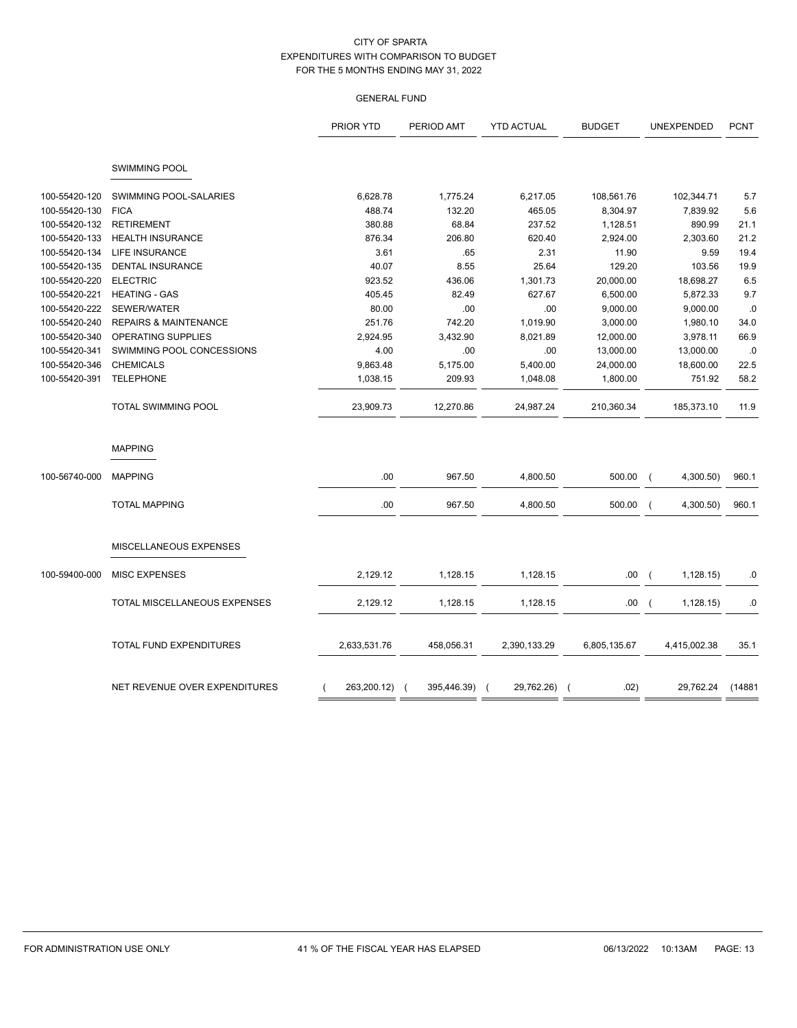CITY OF SPARTA
EXPENDITURES WITH COMPARISON TO BUDGET
FOR THE 5 MONTHS ENDING MAY 31, 2022

GENERAL FUND

| | | PRIOR YTD | PERIOD AMT | YTD ACTUAL | BUDGET | UNEXPENDED | PCNT |
|---|---|---|---|---|---|---|---|
| | SWIMMING POOL | | | | | | |
| 100-55420-120 | SWIMMING POOL-SALARIES | 6,628.78 | 1,775.24 | 6,217.05 | 108,561.76 | 102,344.71 | 5.7 |
| 100-55420-130 | FICA | 488.74 | 132.20 | 465.05 | 8,304.97 | 7,839.92 | 5.6 |
| 100-55420-132 | RETIREMENT | 380.88 | 68.84 | 237.52 | 1,128.51 | 890.99 | 21.1 |
| 100-55420-133 | HEALTH INSURANCE | 876.34 | 206.80 | 620.40 | 2,924.00 | 2,303.60 | 21.2 |
| 100-55420-134 | LIFE INSURANCE | 3.61 | .65 | 2.31 | 11.90 | 9.59 | 19.4 |
| 100-55420-135 | DENTAL INSURANCE | 40.07 | 8.55 | 25.64 | 129.20 | 103.56 | 19.9 |
| 100-55420-220 | ELECTRIC | 923.52 | 436.06 | 1,301.73 | 20,000.00 | 18,698.27 | 6.5 |
| 100-55420-221 | HEATING - GAS | 405.45 | 82.49 | 627.67 | 6,500.00 | 5,872.33 | 9.7 |
| 100-55420-222 | SEWER/WATER | 80.00 | .00 | .00 | 9,000.00 | 9,000.00 | .0 |
| 100-55420-240 | REPAIRS & MAINTENANCE | 251.76 | 742.20 | 1,019.90 | 3,000.00 | 1,980.10 | 34.0 |
| 100-55420-340 | OPERATING SUPPLIES | 2,924.95 | 3,432.90 | 8,021.89 | 12,000.00 | 3,978.11 | 66.9 |
| 100-55420-341 | SWIMMING POOL CONCESSIONS | 4.00 | .00 | .00 | 13,000.00 | 13,000.00 | .0 |
| 100-55420-346 | CHEMICALS | 9,863.48 | 5,175.00 | 5,400.00 | 24,000.00 | 18,600.00 | 22.5 |
| 100-55420-391 | TELEPHONE | 1,038.15 | 209.93 | 1,048.08 | 1,800.00 | 751.92 | 58.2 |
| | TOTAL SWIMMING POOL | 23,909.73 | 12,270.86 | 24,987.24 | 210,360.34 | 185,373.10 | 11.9 |
| | MAPPING | | | | | | |
| 100-56740-000 | MAPPING | .00 | 967.50 | 4,800.50 | 500.00 | ( 4,300.50) | 960.1 |
| | TOTAL MAPPING | .00 | 967.50 | 4,800.50 | 500.00 | ( 4,300.50) | 960.1 |
| | MISCELLANEOUS EXPENSES | | | | | | |
| 100-59400-000 | MISC EXPENSES | 2,129.12 | 1,128.15 | 1,128.15 | .00 | ( 1,128.15) | .0 |
| | TOTAL MISCELLANEOUS EXPENSES | 2,129.12 | 1,128.15 | 1,128.15 | .00 | ( 1,128.15) | .0 |
| | TOTAL FUND EXPENDITURES | 2,633,531.76 | 458,056.31 | 2,390,133.29 | 6,805,135.67 | 4,415,002.38 | 35.1 |
| | NET REVENUE OVER EXPENDITURES | ( 263,200.12) | ( 395,446.39) | ( 29,762.26) | ( .02) | 29,762.24 | (14881 |

FOR ADMINISTRATION USE ONLY 41 % OF THE FISCAL YEAR HAS ELAPSED 06/13/2022 10:13AM